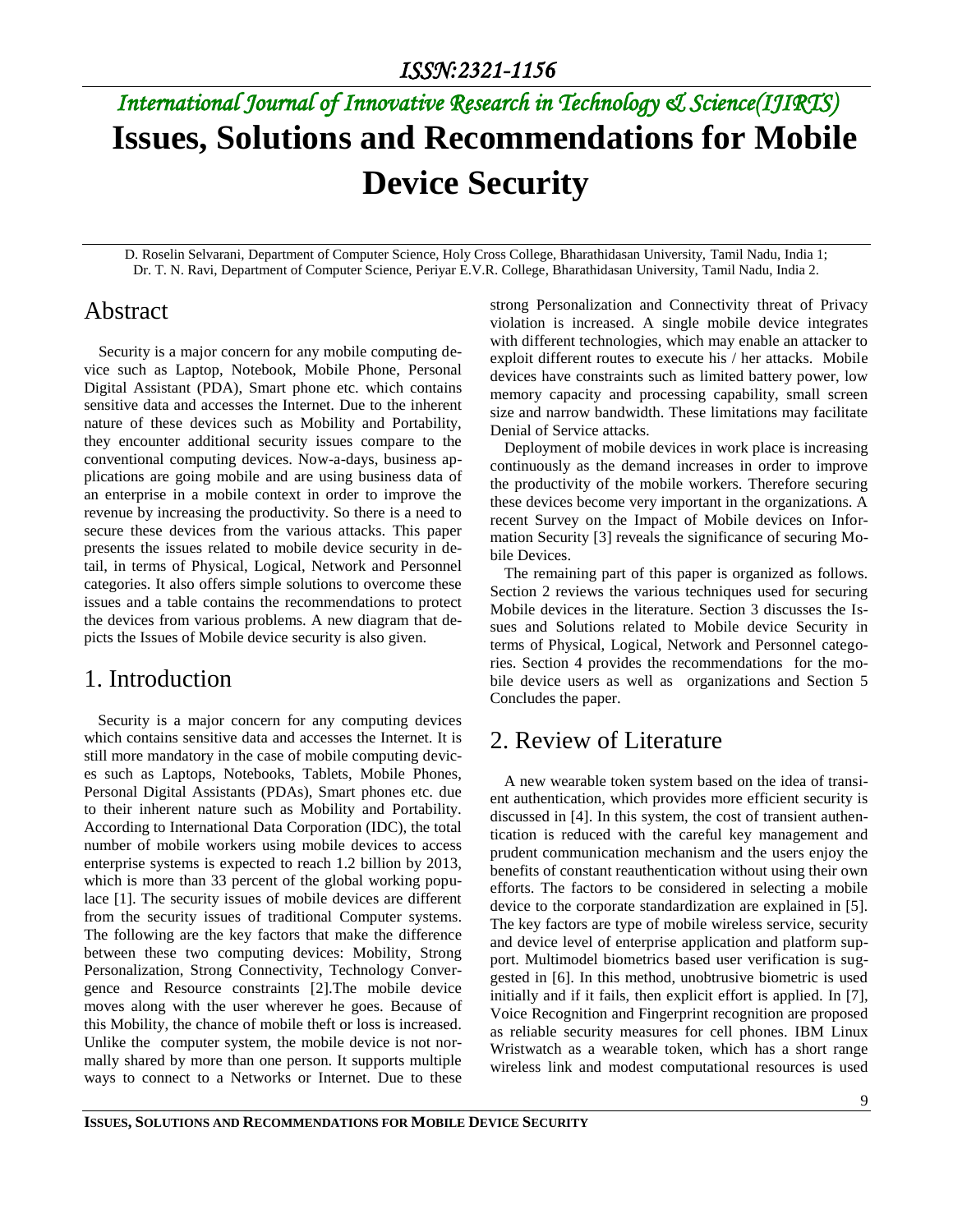# Issues, Solutions and Recommendations for Mobile Device Security

D. Roselin Selvarani, Department of Computer Science, Holy Cross College, Bharathidasan University, Tamil Nadu, India 1;
Dr. T. N. Ravi, Department of Computer Science, Periyar E.V.R. College, Bharathidasan University, Tamil Nadu, India 2.

## Abstract

Security is a major concern for any mobile computing device such as Laptop, Notebook, Mobile Phone, Personal Digital Assistant (PDA), Smart phone etc. which contains sensitive data and accesses the Internet. Due to the inherent nature of these devices such as Mobility and Portability, they encounter additional security issues compare to the conventional computing devices. Now-a-days, business applications are going mobile and are using business data of an enterprise in a mobile context in order to improve the revenue by increasing the productivity. So there is a need to secure these devices from the various attacks. This paper presents the issues related to mobile device security in detail, in terms of Physical, Logical, Network and Personnel categories. It also offers simple solutions to overcome these issues and a table contains the recommendations to protect the devices from various problems. A new diagram that depicts the Issues of Mobile device security is also given.

## 1. Introduction

Security is a major concern for any computing devices which contains sensitive data and accesses the Internet. It is still more mandatory in the case of mobile computing devices such as Laptops, Notebooks, Tablets, Mobile Phones, Personal Digital Assistants (PDAs), Smart phones etc. due to their inherent nature such as Mobility and Portability. According to International Data Corporation (IDC), the total number of mobile workers using mobile devices to access enterprise systems is expected to reach 1.2 billion by 2013, which is more than 33 percent of the global working populace [1]. The security issues of mobile devices are different from the security issues of traditional Computer systems. The following are the key factors that make the difference between these two computing devices: Mobility, Strong Personalization, Strong Connectivity, Technology Convergence and Resource constraints [2].The mobile device moves along with the user wherever he goes. Because of this Mobility, the chance of mobile theft or loss is increased. Unlike the computer system, the mobile device is not normally shared by more than one person. It supports multiple ways to connect to a Networks or Internet. Due to these strong Personalization and Connectivity threat of Privacy violation is increased. A single mobile device integrates with different technologies, which may enable an attacker to exploit different routes to execute his / her attacks. Mobile devices have constraints such as limited battery power, low memory capacity and processing capability, small screen size and narrow bandwidth. These limitations may facilitate Denial of Service attacks.

Deployment of mobile devices in work place is increasing continuously as the demand increases in order to improve the productivity of the mobile workers. Therefore securing these devices become very important in the organizations. A recent Survey on the Impact of Mobile devices on Information Security [3] reveals the significance of securing Mobile Devices.

The remaining part of this paper is organized as follows. Section 2 reviews the various techniques used for securing Mobile devices in the literature. Section 3 discusses the Issues and Solutions related to Mobile device Security in terms of Physical, Logical, Network and Personnel categories. Section 4 provides the recommendations for the mobile device users as well as organizations and Section 5 Concludes the paper.

## 2. Review of Literature

A new wearable token system based on the idea of transient authentication, which provides more efficient security is discussed in [4]. In this system, the cost of transient authentication is reduced with the careful key management and prudent communication mechanism and the users enjoy the benefits of constant reauthentication without using their own efforts. The factors to be considered in selecting a mobile device to the corporate standardization are explained in [5]. The key factors are type of mobile wireless service, security and device level of enterprise application and platform support. Multimodel biometrics based user verification is suggested in [6]. In this method, unobtrusive biometric is used initially and if it fails, then explicit effort is applied. In [7], Voice Recognition and Fingerprint recognition are proposed as reliable security measures for cell phones. IBM Linux Wristwatch as a wearable token, which has a short range wireless link and modest computational resources is used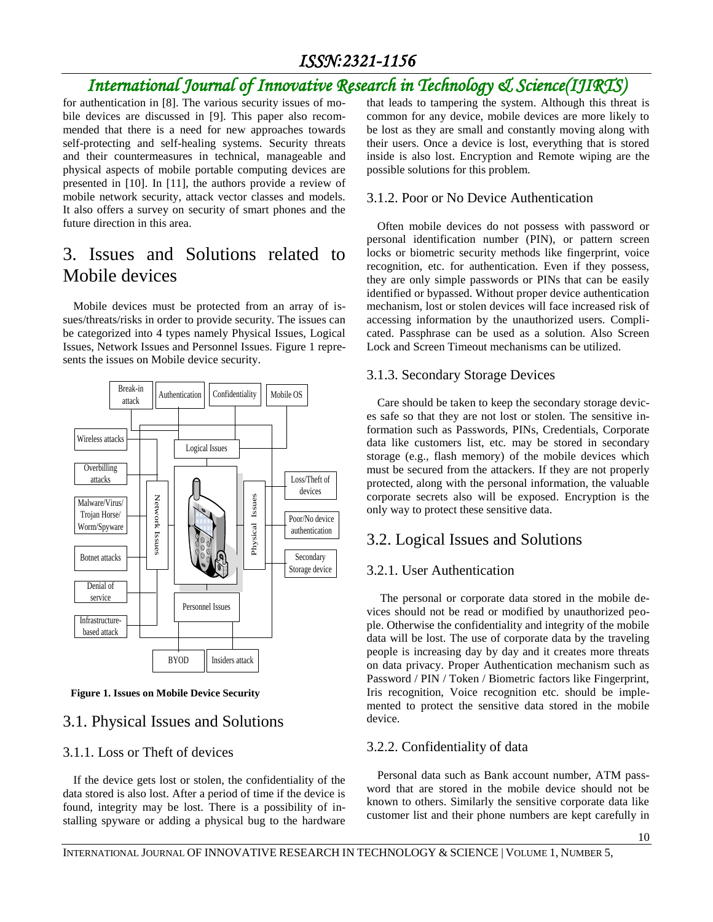for authentication in [8]. The various security issues of mobile devices are discussed in [9]. This paper also recommended that there is a need for new approaches towards self-protecting and self-healing systems. Security threats and their countermeasures in technical, manageable and physical aspects of mobile portable computing devices are presented in [10]. In [11], the authors provide a review of mobile network security, attack vector classes and models. It also offers a survey on security of smart phones and the future direction in this area.

# 3. Issues and Solutions related to Mobile devices

Mobile devices must be protected from an array of issues/threats/risks in order to provide security. The issues can be categorized into 4 types namely Physical Issues, Logical Issues, Network Issues and Personnel Issues. Figure 1 represents the issues on Mobile device security.

**Figure 1. Issues on Mobile Device Security**

## 3.1. Physical Issues and Solutions

### 3.1.1. Loss or Theft of devices

If the device gets lost or stolen, the confidentiality of the data stored is also lost. After a period of time if the device is found, integrity may be lost. There is a possibility of installing spyware or adding a physical bug to the hardware that leads to tampering the system. Although this threat is common for any device, mobile devices are more likely to be lost as they are small and constantly moving along with their users. Once a device is lost, everything that is stored inside is also lost. Encryption and Remote wiping are the possible solutions for this problem.

### 3.1.2. Poor or No Device Authentication

Often mobile devices do not possess with password or personal identification number (PIN), or pattern screen locks or biometric security methods like fingerprint, voice recognition, etc. for authentication. Even if they possess, they are only simple passwords or PINs that can be easily identified or bypassed. Without proper device authentication mechanism, lost or stolen devices will face increased risk of accessing information by the unauthorized users. Complicated. Passphrase can be used as a solution. Also Screen Lock and Screen Timeout mechanisms can be utilized.

### 3.1.3. Secondary Storage Devices

Care should be taken to keep the secondary storage devices safe so that they are not lost or stolen. The sensitive information such as Passwords, PINs, Credentials, Corporate data like customers list, etc. may be stored in secondary storage (e.g., flash memory) of the mobile devices which must be secured from the attackers. If they are not properly protected, along with the personal information, the valuable corporate secrets also will be exposed. Encryption is the only way to protect these sensitive data.

## 3.2. Logical Issues and Solutions

### 3.2.1. User Authentication

The personal or corporate data stored in the mobile devices should not be read or modified by unauthorized people. Otherwise the confidentiality and integrity of the mobile data will be lost. The use of corporate data by the traveling people is increasing day by day and it creates more threats on data privacy. Proper Authentication mechanism such as Password / PIN / Token / Biometric factors like Fingerprint, Iris recognition, Voice recognition etc. should be implemented to protect the sensitive data stored in the mobile device.

### 3.2.2. Confidentiality of data

Personal data such as Bank account number, ATM password that are stored in the mobile device should not be known to others. Similarly the sensitive corporate data like customer list and their phone numbers are kept carefully in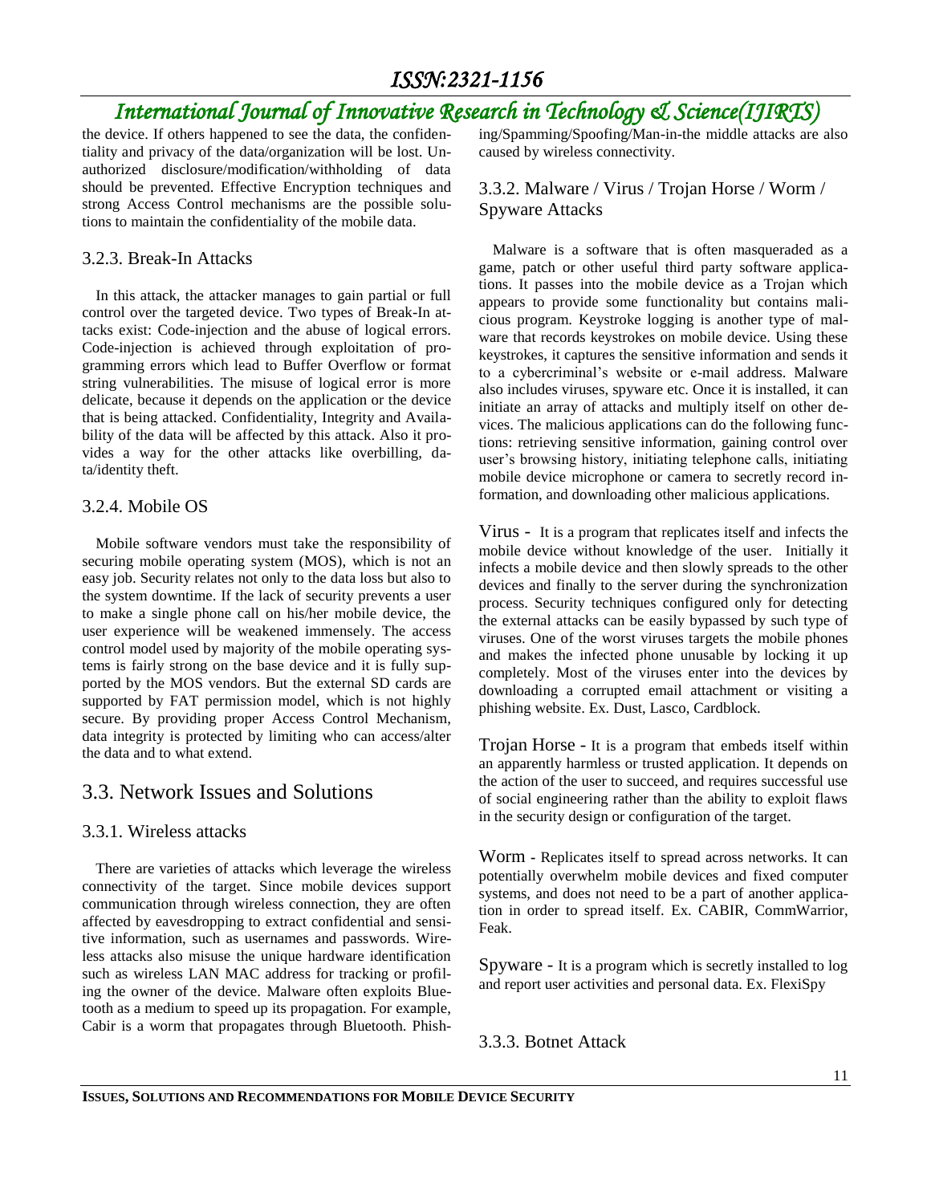the device. If others happened to see the data, the confidentiality and privacy of the data/organization will be lost. Unauthorized disclosure/modification/withholding of data should be prevented. Effective Encryption techniques and strong Access Control mechanisms are the possible solutions to maintain the confidentiality of the mobile data.

### 3.2.3. Break-In Attacks

In this attack, the attacker manages to gain partial or full control over the targeted device. Two types of Break-In attacks exist: Code-injection and the abuse of logical errors. Code-injection is achieved through exploitation of programming errors which lead to Buffer Overflow or format string vulnerabilities. The misuse of logical error is more delicate, because it depends on the application or the device that is being attacked. Confidentiality, Integrity and Availability of the data will be affected by this attack. Also it provides a way for the other attacks like overbilling, data/identity theft.

### 3.2.4. Mobile OS

Mobile software vendors must take the responsibility of securing mobile operating system (MOS), which is not an easy job. Security relates not only to the data loss but also to the system downtime. If the lack of security prevents a user to make a single phone call on his/her mobile device, the user experience will be weakened immensely. The access control model used by majority of the mobile operating systems is fairly strong on the base device and it is fully supported by the MOS vendors. But the external SD cards are supported by FAT permission model, which is not highly secure. By providing proper Access Control Mechanism, data integrity is protected by limiting who can access/alter the data and to what extend.

## 3.3. Network Issues and Solutions

### 3.3.1. Wireless attacks

There are varieties of attacks which leverage the wireless connectivity of the target. Since mobile devices support communication through wireless connection, they are often affected by eavesdropping to extract confidential and sensitive information, such as usernames and passwords. Wireless attacks also misuse the unique hardware identification such as wireless LAN MAC address for tracking or profiling the owner of the device. Malware often exploits Bluetooth as a medium to speed up its propagation. For example, Cabir is a worm that propagates through Bluetooth. Phishing/Spamming/Spoofing/Man-in-the middle attacks are also caused by wireless connectivity.

### 3.3.2. Malware / Virus / Trojan Horse / Worm / Spyware Attacks

Malware is a software that is often masqueraded as a game, patch or other useful third party software applications. It passes into the mobile device as a Trojan which appears to provide some functionality but contains malicious program. Keystroke logging is another type of malware that records keystrokes on mobile device. Using these keystrokes, it captures the sensitive information and sends it to a cybercriminal's website or e-mail address. Malware also includes viruses, spyware etc. Once it is installed, it can initiate an array of attacks and multiply itself on other devices. The malicious applications can do the following functions: retrieving sensitive information, gaining control over user's browsing history, initiating telephone calls, initiating mobile device microphone or camera to secretly record information, and downloading other malicious applications.

Virus - It is a program that replicates itself and infects the mobile device without knowledge of the user. Initially it infects a mobile device and then slowly spreads to the other devices and finally to the server during the synchronization process. Security techniques configured only for detecting the external attacks can be easily bypassed by such type of viruses. One of the worst viruses targets the mobile phones and makes the infected phone unusable by locking it up completely. Most of the viruses enter into the devices by downloading a corrupted email attachment or visiting a phishing website. Ex. Dust, Lasco, Cardblock.

Trojan Horse - It is a program that embeds itself within an apparently harmless or trusted application. It depends on the action of the user to succeed, and requires successful use of social engineering rather than the ability to exploit flaws in the security design or configuration of the target.

Worm - Replicates itself to spread across networks. It can potentially overwhelm mobile devices and fixed computer systems, and does not need to be a part of another application in order to spread itself. Ex. CABIR, CommWarrior, Feak.

Spyware - It is a program which is secretly installed to log and report user activities and personal data. Ex. FlexiSpy

### 3.3.3. Botnet Attack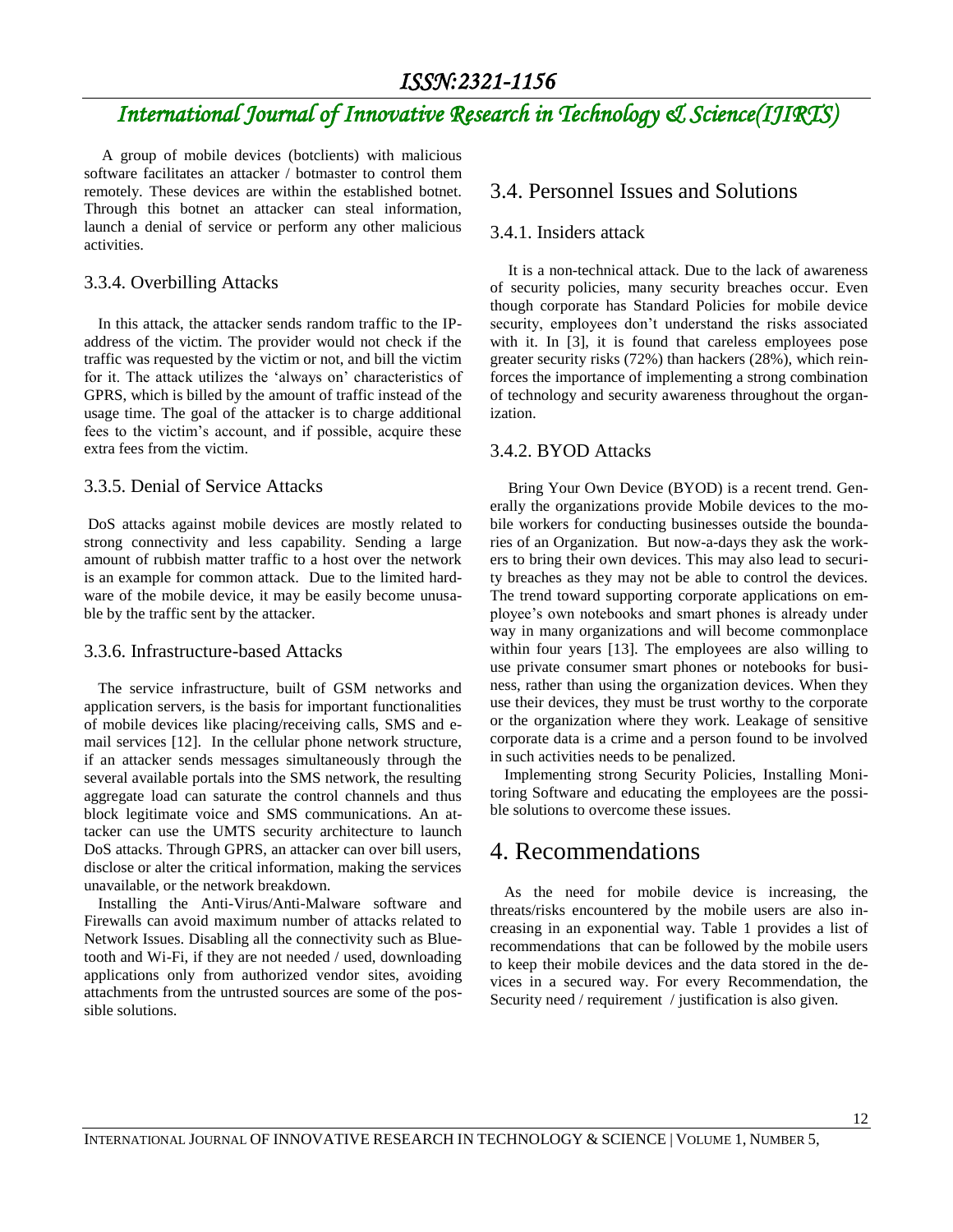A group of mobile devices (botclients) with malicious software facilitates an attacker / botmaster to control them remotely. These devices are within the established botnet. Through this botnet an attacker can steal information, launch a denial of service or perform any other malicious activities.

### 3.3.4. Overbilling Attacks

In this attack, the attacker sends random traffic to the IP-address of the victim. The provider would not check if the traffic was requested by the victim or not, and bill the victim for it. The attack utilizes the 'always on' characteristics of GPRS, which is billed by the amount of traffic instead of the usage time. The goal of the attacker is to charge additional fees to the victim's account, and if possible, acquire these extra fees from the victim.

### 3.3.5. Denial of Service Attacks

DoS attacks against mobile devices are mostly related to strong connectivity and less capability. Sending a large amount of rubbish matter traffic to a host over the network is an example for common attack. Due to the limited hardware of the mobile device, it may be easily become unusable by the traffic sent by the attacker.

### 3.3.6. Infrastructure-based Attacks

The service infrastructure, built of GSM networks and application servers, is the basis for important functionalities of mobile devices like placing/receiving calls, SMS and e-mail services [12]. In the cellular phone network structure, if an attacker sends messages simultaneously through the several available portals into the SMS network, the resulting aggregate load can saturate the control channels and thus block legitimate voice and SMS communications. An attacker can use the UMTS security architecture to launch DoS attacks. Through GPRS, an attacker can over bill users, disclose or alter the critical information, making the services unavailable, or the network breakdown.

Installing the Anti-Virus/Anti-Malware software and Firewalls can avoid maximum number of attacks related to Network Issues. Disabling all the connectivity such as Bluetooth and Wi-Fi, if they are not needed / used, downloading applications only from authorized vendor sites, avoiding attachments from the untrusted sources are some of the possible solutions.

## 3.4. Personnel Issues and Solutions

### 3.4.1. Insiders attack

It is a non-technical attack. Due to the lack of awareness of security policies, many security breaches occur. Even though corporate has Standard Policies for mobile device security, employees don't understand the risks associated with it. In [3], it is found that careless employees pose greater security risks (72%) than hackers (28%), which reinforces the importance of implementing a strong combination of technology and security awareness throughout the organization.

### 3.4.2. BYOD Attacks

Bring Your Own Device (BYOD) is a recent trend. Generally the organizations provide Mobile devices to the mobile workers for conducting businesses outside the boundaries of an Organization. But now-a-days they ask the workers to bring their own devices. This may also lead to security breaches as they may not be able to control the devices. The trend toward supporting corporate applications on employee's own notebooks and smart phones is already under way in many organizations and will become commonplace within four years [13]. The employees are also willing to use private consumer smart phones or notebooks for business, rather than using the organization devices. When they use their devices, they must be trust worthy to the corporate or the organization where they work. Leakage of sensitive corporate data is a crime and a person found to be involved in such activities needs to be penalized.

Implementing strong Security Policies, Installing Monitoring Software and educating the employees are the possible solutions to overcome these issues.

# 4. Recommendations

As the need for mobile device is increasing, the threats/risks encountered by the mobile users are also increasing in an exponential way. Table 1 provides a list of recommendations that can be followed by the mobile users to keep their mobile devices and the data stored in the devices in a secured way. For every Recommendation, the Security need / requirement / justification is also given.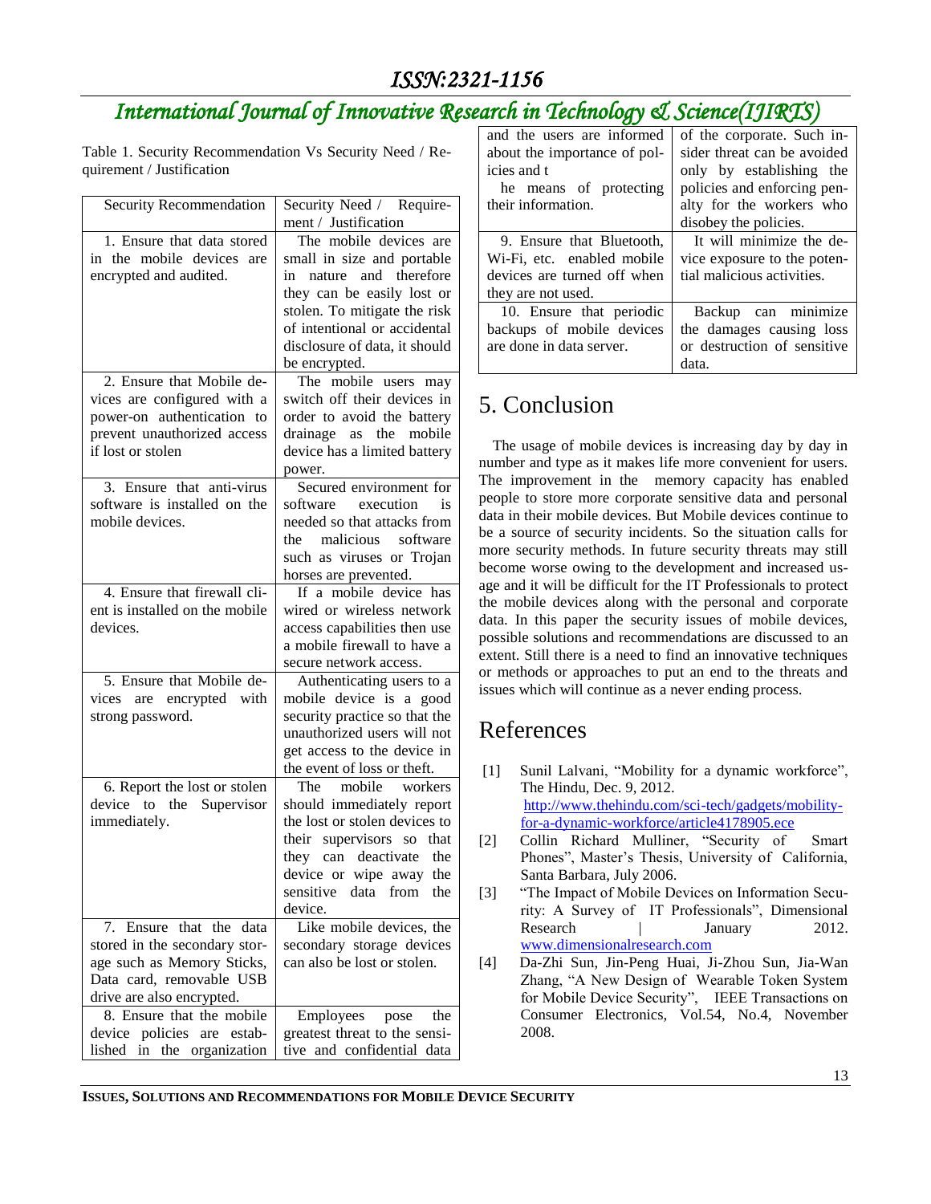Table 1. Security Recommendation Vs Security Need / Requirement / Justification

| Security Recommendation | Security Need / Requirement / Justification |
|---|---|
| 1. Ensure that data stored in the mobile devices are encrypted and audited. | The mobile devices are small in size and portable in nature and therefore they can be easily lost or stolen. To mitigate the risk of intentional or accidental disclosure of data, it should be encrypted. |
| 2. Ensure that Mobile devices are configured with a power-on authentication to prevent unauthorized access if lost or stolen | The mobile users may switch off their devices in order to avoid the battery drainage as the mobile device has a limited battery power. |
| 3. Ensure that anti-virus software is installed on the mobile devices. | Secured environment for software execution is needed so that attacks from the malicious software such as viruses or Trojan horses are prevented. |
| 4. Ensure that firewall client is installed on the mobile devices. | If a mobile device has wired or wireless network access capabilities then use a mobile firewall to have a secure network access. |
| 5. Ensure that Mobile devices are encrypted with strong password. | Authenticating users to a mobile device is a good security practice so that the unauthorized users will not get access to the device in the event of loss or theft. |
| 6. Report the lost or stolen device to the Supervisor immediately. | The mobile workers should immediately report the lost or stolen devices to their supervisors so that they can deactivate the device or wipe away the sensitive data from the device. |
| 7. Ensure that the data stored in the secondary storage such as Memory Sticks, Data card, removable USB drive are also encrypted. | Like mobile devices, the secondary storage devices can also be lost or stolen. |
| 8. Ensure that the mobile device policies are established in the organization and the users are informed about the importance of policies and the means of protecting their information. | Employees pose the greatest threat to the sensitive and confidential data of the corporate. Such insider threat can be avoided only by establishing the policies and enforcing penalty for the workers who disobey the policies. |
| 9. Ensure that Bluetooth, Wi-Fi, etc. enabled mobile devices are turned off when they are not used. | It will minimize the device exposure to the potential malicious activities. |
| 10. Ensure that periodic backups of mobile devices are done in data server. | Backup can minimize the damages causing loss or destruction of sensitive data. |

# 5. Conclusion

The usage of mobile devices is increasing day by day in number and type as it makes life more convenient for users. The improvement in the memory capacity has enabled people to store more corporate sensitive data and personal data in their mobile devices. But Mobile devices continue to be a source of security incidents. So the situation calls for more security methods. In future security threats may still become worse owing to the development and increased usage and it will be difficult for the IT Professionals to protect the mobile devices along with the personal and corporate data. In this paper the security issues of mobile devices, possible solutions and recommendations are discussed to an extent. Still there is a need to find an innovative techniques or methods or approaches to put an end to the threats and issues which will continue as a never ending process.

# References

[1] Sunil Lalvani, "Mobility for a dynamic workforce", The Hindu, Dec. 9, 2012. http://www.thehindu.com/sci-tech/gadgets/mobility-for-a-dynamic-workforce/article4178905.ece

[2] Collin Richard Mulliner, "Security of Smart Phones", Master's Thesis, University of California, Santa Barbara, July 2006.

[3] "The Impact of Mobile Devices on Information Security: A Survey of IT Professionals", Dimensional Research | January 2012. www.dimensionalresearch.com

[4] Da-Zhi Sun, Jin-Peng Huai, Ji-Zhou Sun, Jia-Wan Zhang, "A New Design of Wearable Token System for Mobile Device Security", IEEE Transactions on Consumer Electronics, Vol.54, No.4, November 2008.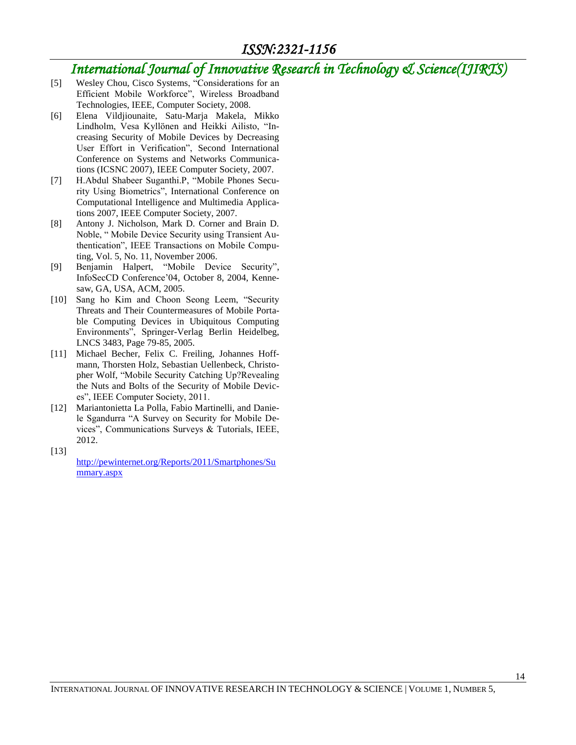[5] Wesley Chou, Cisco Systems, “Considerations for an Efficient Mobile Workforce”, Wireless Broadband Technologies, IEEE, Computer Society, 2008.

[6] Elena Vildjiounaite, Satu-Marja Makela, Mikko Lindholm, Vesa Kyllönen and Heikki Ailisto, “Increasing Security of Mobile Devices by Decreasing User Effort in Verification”, Second International Conference on Systems and Networks Communications (ICSNC 2007), IEEE Computer Society, 2007.

[7] H.Abdul Shabeer Suganthi.P, “Mobile Phones Security Using Biometrics”, International Conference on Computational Intelligence and Multimedia Applications 2007, IEEE Computer Society, 2007.

[8] Antony J. Nicholson, Mark D. Corner and Brain D. Noble, “ Mobile Device Security using Transient Authentication”, IEEE Transactions on Mobile Computing, Vol. 5, No. 11, November 2006.

[9] Benjamin Halpert, “Mobile Device Security”, InfoSecCD Conference’04, October 8, 2004, Kennesaw, GA, USA, ACM, 2005.

[10] Sang ho Kim and Choon Seong Leem, “Security Threats and Their Countermeasures of Mobile Portable Computing Devices in Ubiquitous Computing Environments”, Springer-Verlag Berlin Heidelbeg, LNCS 3483, Page 79-85, 2005.

[11] Michael Becher, Felix C. Freiling, Johannes Hoffmann, Thorsten Holz, Sebastian Uellenbeck, Christopher Wolf, “Mobile Security Catching Up?Revealing the Nuts and Bolts of the Security of Mobile Devices”, IEEE Computer Society, 2011.

[12] Mariantonietta La Polla, Fabio Martinelli, and Daniele Sgandurra “A Survey on Security for Mobile Devices”, Communications Surveys & Tutorials, IEEE, 2012.

[13] http://pewinternet.org/Reports/2011/Smartphones/Summary.aspx